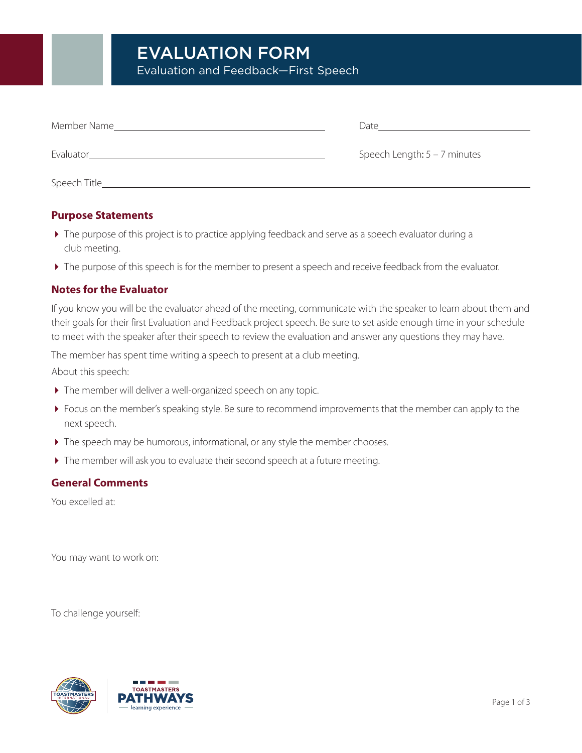# EVALUATION FORM

Evaluation and Feedback—First Speech

Member Name\_\_\_\_\_\_\_\_\_\_\_\_\_\_\_\_\_\_\_\_\_\_\_\_\_\_\_\_\_\_\_\_\_\_\_\_ Date\_\_\_\_\_\_\_\_\_\_\_\_\_\_\_\_\_\_\_\_\_\_\_\_\_\_

Evaluator\_\_\_\_\_\_\_\_\_\_\_\_\_\_\_\_\_\_\_\_\_\_\_\_\_\_\_\_\_\_\_\_\_\_\_\_\_\_\_\_ Speech Length: 5 – 7 minutes

Speech Title\_\_\_\_\_\_\_\_\_\_\_\_\_\_\_\_\_\_\_\_\_\_\_\_\_\_\_\_\_\_\_\_\_\_\_\_\_\_\_\_\_\_\_\_\_\_\_\_\_\_\_\_\_\_\_\_\_\_\_\_\_\_\_\_\_\_\_\_\_\_

## Purpose Statements

- The purpose of this project is to practice applying feedback and serve as a speech evaluator during a club meeting.
- The purpose of this speech is for the member to present a speech and receive feedback from the evaluator.

## Notes for the Evaluator

If you know you will be the evaluator ahead of the meeting, communicate with the speaker to learn about them and their goals for their first Evaluation and Feedback project speech. Be sure to set aside enough time in your schedule to meet with the speaker after their speech to review the evaluation and answer any questions they may have.

The member has spent time writing a speech to present at a club meeting.

About this speech:

- The member will deliver a well-organized speech on any topic.
- Focus on the member's speaking style. Be sure to recommend improvements that the member can apply to the next speech.
- The speech may be humorous, informational, or any style the member chooses.
- The member will ask you to evaluate their second speech at a future meeting.

## General Comments

You excelled at:

You may want to work on:

To challenge yourself: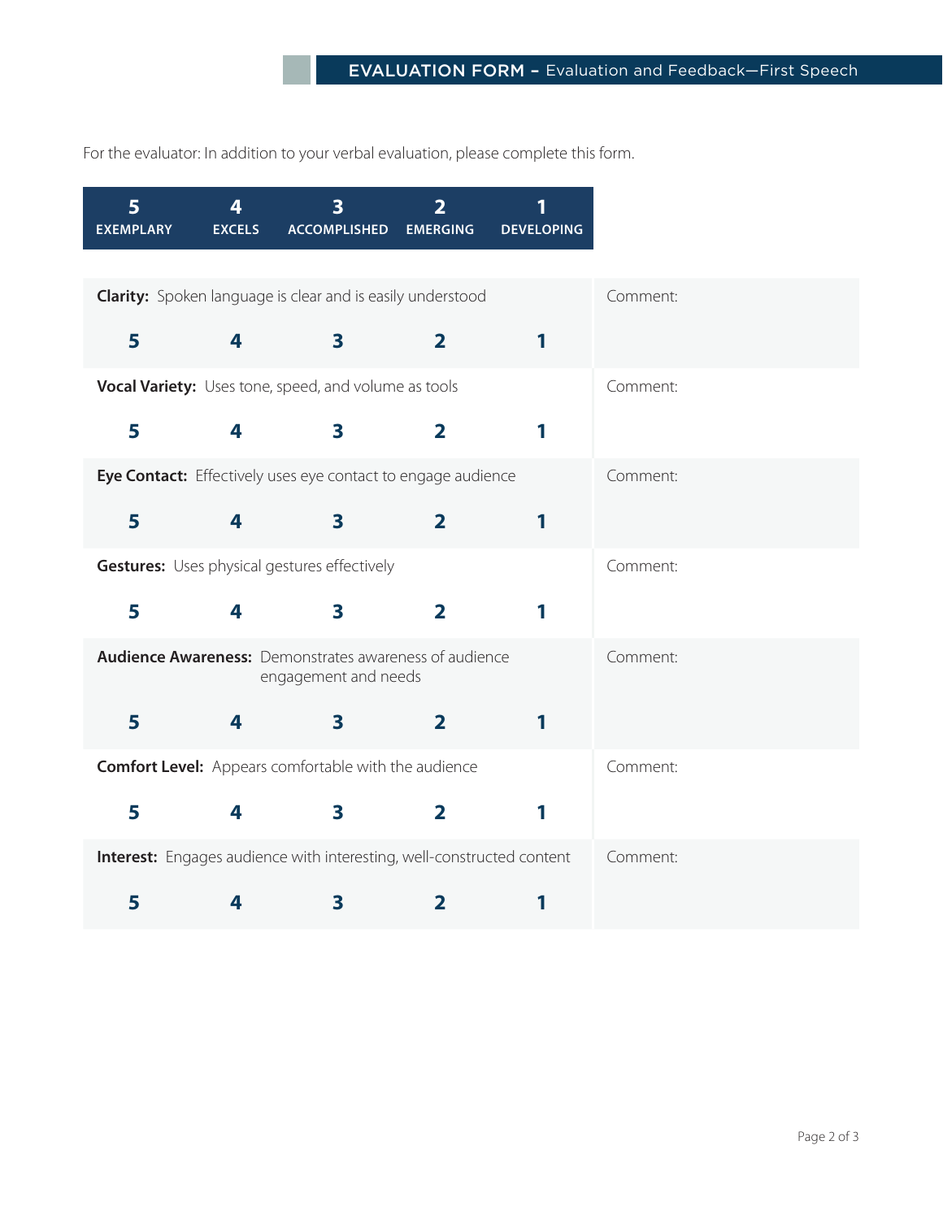## EVALUATION FORM – Evaluation and Feedback—First Speech

For the evaluator: In addition to your verbal evaluation, please complete this form.

| 5 EXEMPLARY | 4 EXCELS | 3 ACCOMPLISHED | 2 EMERGING | 1 DEVELOPING |
|---|---|---|---|---|

| Criteria | 5 | 4 | 3 | 2 | 1 | Comment |
|---|---|---|---|---|---|---|
| **Clarity:** Spoken language is clear and is easily understood | 5 | 4 | 3 | 2 | 1 | Comment: |
| **Vocal Variety:** Uses tone, speed, and volume as tools | 5 | 4 | 3 | 2 | 1 | Comment: |
| **Eye Contact:** Effectively uses eye contact to engage audience | 5 | 4 | 3 | 2 | 1 | Comment: |
| **Gestures:** Uses physical gestures effectively | 5 | 4 | 3 | 2 | 1 | Comment: |
| **Audience Awareness:** Demonstrates awareness of audience engagement and needs | 5 | 4 | 3 | 2 | 1 | Comment: |
| **Comfort Level:** Appears comfortable with the audience | 5 | 4 | 3 | 2 | 1 | Comment: |
| **Interest:** Engages audience with interesting, well-constructed content | 5 | 4 | 3 | 2 | 1 | Comment: |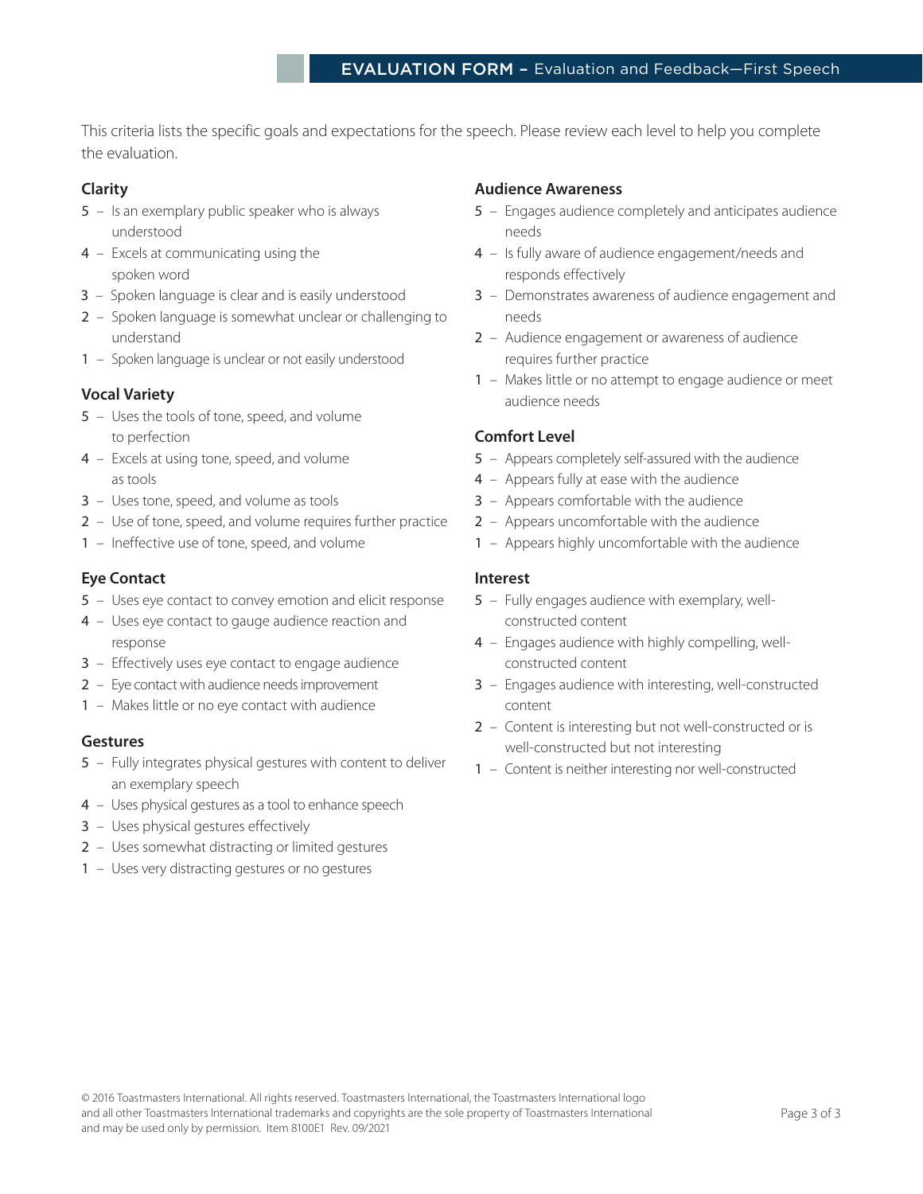# EVALUATION FORM – Evaluation and Feedback—First Speech

This criteria lists the specific goals and expectations for the speech. Please review each level to help you complete the evaluation.

### Clarity

5 – Is an exemplary public speaker who is always understood

4 – Excels at communicating using the spoken word

3 – Spoken language is clear and is easily understood

2 – Spoken language is somewhat unclear or challenging to understand

1 – Spoken language is unclear or not easily understood

### Vocal Variety

5 – Uses the tools of tone, speed, and volume to perfection

4 – Excels at using tone, speed, and volume as tools

3 – Uses tone, speed, and volume as tools

2 – Use of tone, speed, and volume requires further practice

1 – Ineffective use of tone, speed, and volume

### Eye Contact

5 – Uses eye contact to convey emotion and elicit response

4 – Uses eye contact to gauge audience reaction and response

3 – Effectively uses eye contact to engage audience

2 – Eye contact with audience needs improvement

1 – Makes little or no eye contact with audience

### Gestures

5 – Fully integrates physical gestures with content to deliver an exemplary speech

4 – Uses physical gestures as a tool to enhance speech

3 – Uses physical gestures effectively

2 – Uses somewhat distracting or limited gestures

1 – Uses very distracting gestures or no gestures

### Audience Awareness

5 – Engages audience completely and anticipates audience needs

4 – Is fully aware of audience engagement/needs and responds effectively

3 – Demonstrates awareness of audience engagement and needs

2 – Audience engagement or awareness of audience requires further practice

1 – Makes little or no attempt to engage audience or meet audience needs

### Comfort Level

5 – Appears completely self-assured with the audience

4 – Appears fully at ease with the audience

3 – Appears comfortable with the audience

2 – Appears uncomfortable with the audience

1 – Appears highly uncomfortable with the audience

### Interest

5 – Fully engages audience with exemplary, well-constructed content

4 – Engages audience with highly compelling, well-constructed content

3 – Engages audience with interesting, well-constructed content

2 – Content is interesting but not well-constructed or is well-constructed but not interesting

1 – Content is neither interesting nor well-constructed

© 2016 Toastmasters International. All rights reserved. Toastmasters International, the Toastmasters International logo and all other Toastmasters International trademarks and copyrights are the sole property of Toastmasters International and may be used only by permission. Item 8100E1 Rev. 09/2021